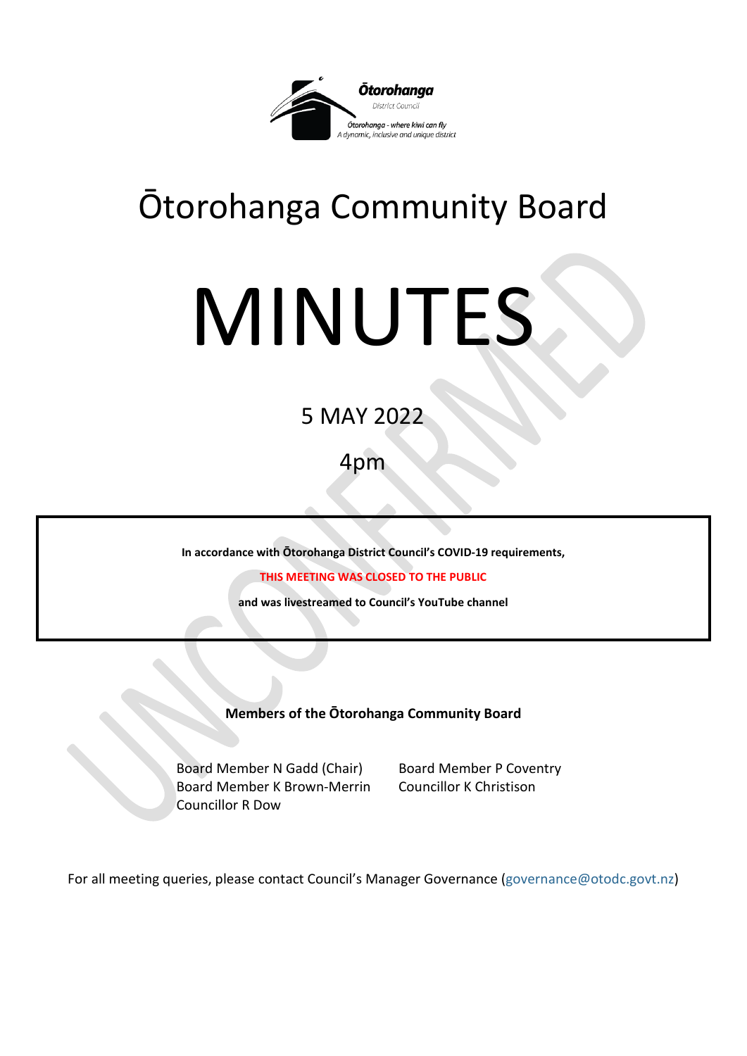# Ōtorohanga Community Board

# MINUTES

5 MAY 2022

4pm

**In accordance with Ōtorohanga District Council's COVID-19 requirements,**

**THIS MEETING WAS CLOSED TO THE PUBLIC**

**and was livestreamed to Council's YouTube channel**

**Members of the Ōtorohanga Community Board**

Board Member N Gadd (Chair)
Board Member K Brown-Merrin
Councillor R Dow
Board Member P Coventry
Councillor K Christison

For all meeting queries, please contact Council's Manager Governance (governance@otodc.govt.nz)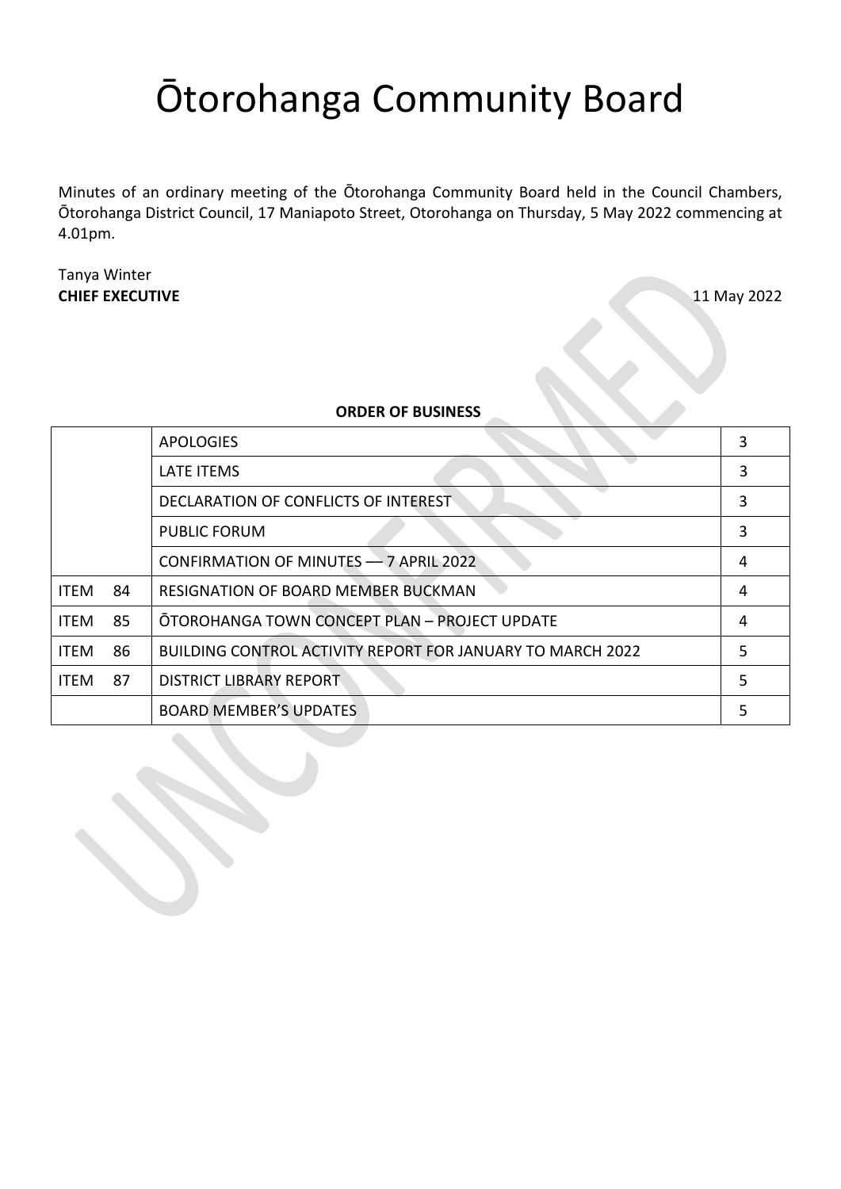# Ōtorohanga Community Board

Minutes of an ordinary meeting of the Ōtorohanga Community Board held in the Council Chambers, Ōtorohanga District Council, 17 Maniapoto Street, Otorohanga on Thursday, 5 May 2022 commencing at 4.01pm.

Tanya Winter
**CHIEF EXECUTIVE** 11 May 2022

**ORDER OF BUSINESS**

| | | |
|---|---|---|
| | APOLOGIES | 3 |
| | LATE ITEMS | 3 |
| | DECLARATION OF CONFLICTS OF INTEREST | 3 |
| | PUBLIC FORUM | 3 |
| | CONFIRMATION OF MINUTES –– 7 APRIL 2022 | 4 |
| ITEM 84 | RESIGNATION OF BOARD MEMBER BUCKMAN | 4 |
| ITEM 85 | ŌTOROHANGA TOWN CONCEPT PLAN – PROJECT UPDATE | 4 |
| ITEM 86 | BUILDING CONTROL ACTIVITY REPORT FOR JANUARY TO MARCH 2022 | 5 |
| ITEM 87 | DISTRICT LIBRARY REPORT | 5 |
| | BOARD MEMBER'S UPDATES | 5 |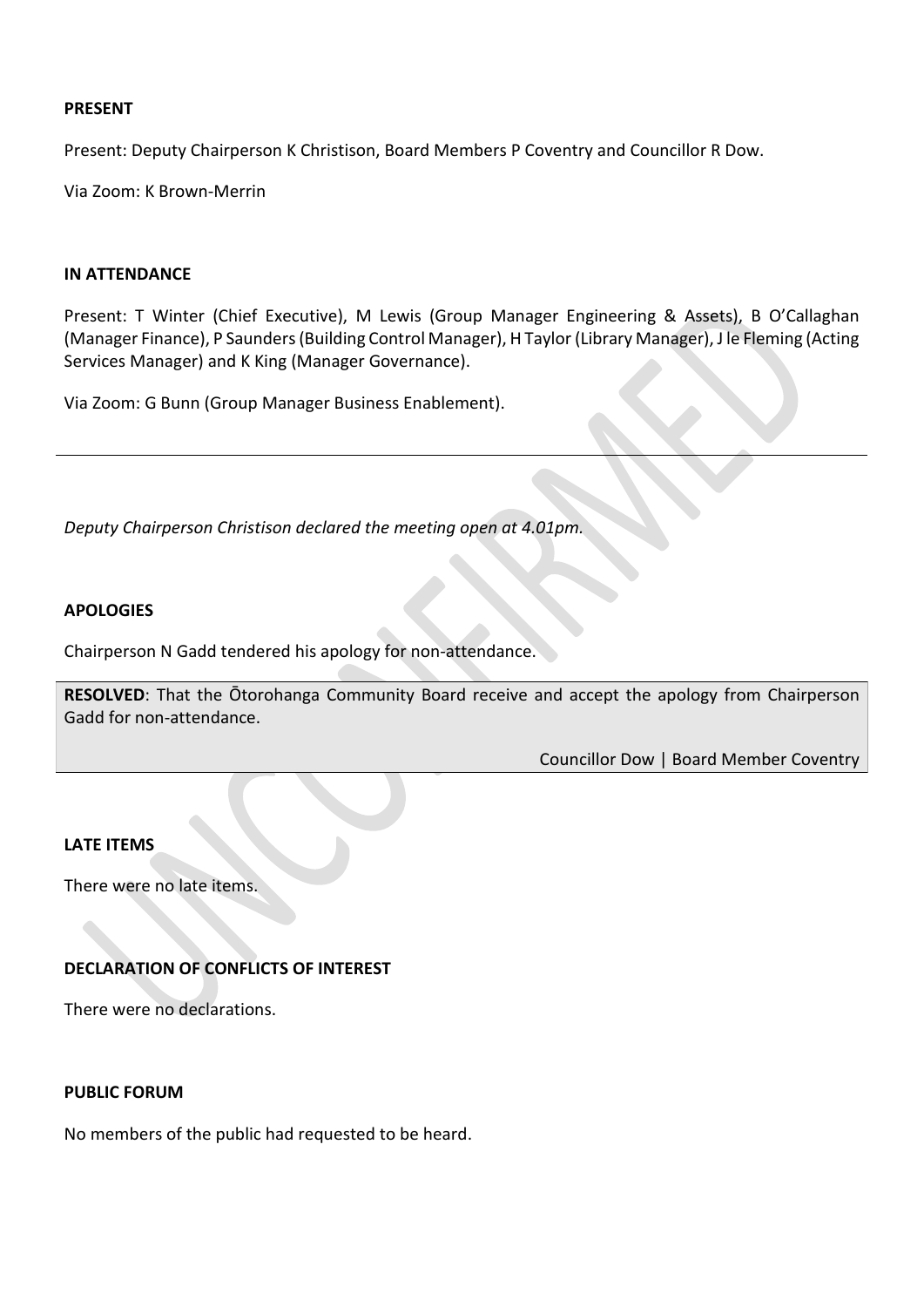**PRESENT**

Present: Deputy Chairperson K Christison, Board Members P Coventry and Councillor R Dow.

Via Zoom: K Brown-Merrin

**IN ATTENDANCE**

Present: T Winter (Chief Executive), M Lewis (Group Manager Engineering & Assets), B O'Callaghan (Manager Finance), P Saunders (Building Control Manager), H Taylor (Library Manager), J le Fleming (Acting Services Manager) and K King (Manager Governance).

Via Zoom: G Bunn (Group Manager Business Enablement).

---

*Deputy Chairperson Christison declared the meeting open at 4.01pm.*

**APOLOGIES**

Chairperson N Gadd tendered his apology for non-attendance.

**RESOLVED**: That the Ōtorohanga Community Board receive and accept the apology from Chairperson Gadd for non-attendance.

Councillor Dow | Board Member Coventry

**LATE ITEMS**

There were no late items.

**DECLARATION OF CONFLICTS OF INTEREST**

There were no declarations.

**PUBLIC FORUM**

No members of the public had requested to be heard.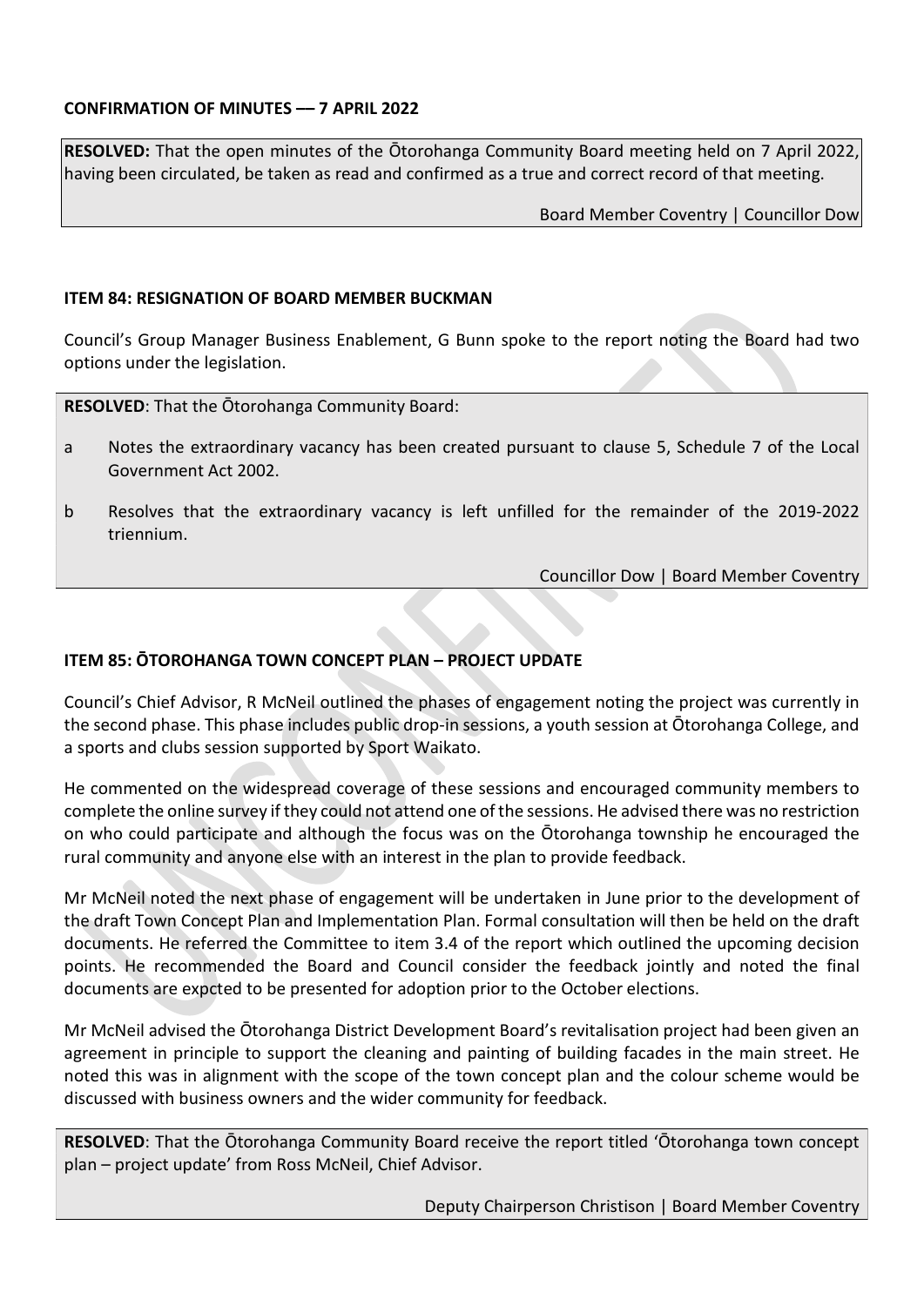**CONFIRMATION OF MINUTES –– 7 APRIL 2022**

**RESOLVED:** That the open minutes of the Ōtorohanga Community Board meeting held on 7 April 2022, having been circulated, be taken as read and confirmed as a true and correct record of that meeting.

Board Member Coventry | Councillor Dow

**ITEM 84: RESIGNATION OF BOARD MEMBER BUCKMAN**

Council's Group Manager Business Enablement, G Bunn spoke to the report noting the Board had two options under the legislation.

**RESOLVED**: That the Ōtorohanga Community Board:

a Notes the extraordinary vacancy has been created pursuant to clause 5, Schedule 7 of the Local Government Act 2002.

b Resolves that the extraordinary vacancy is left unfilled for the remainder of the 2019-2022 triennium.

Councillor Dow | Board Member Coventry

**ITEM 85: ŌTOROHANGA TOWN CONCEPT PLAN – PROJECT UPDATE**

Council's Chief Advisor, R McNeil outlined the phases of engagement noting the project was currently in the second phase. This phase includes public drop-in sessions, a youth session at Ōtorohanga College, and a sports and clubs session supported by Sport Waikato.

He commented on the widespread coverage of these sessions and encouraged community members to complete the online survey if they could not attend one of the sessions. He advised there was no restriction on who could participate and although the focus was on the Ōtorohanga township he encouraged the rural community and anyone else with an interest in the plan to provide feedback.

Mr McNeil noted the next phase of engagement will be undertaken in June prior to the development of the draft Town Concept Plan and Implementation Plan. Formal consultation will then be held on the draft documents. He referred the Committee to item 3.4 of the report which outlined the upcoming decision points. He recommended the Board and Council consider the feedback jointly and noted the final documents are expcted to be presented for adoption prior to the October elections.

Mr McNeil advised the Ōtorohanga District Development Board's revitalisation project had been given an agreement in principle to support the cleaning and painting of building facades in the main street. He noted this was in alignment with the scope of the town concept plan and the colour scheme would be discussed with business owners and the wider community for feedback.

**RESOLVED**: That the Ōtorohanga Community Board receive the report titled 'Ōtorohanga town concept plan – project update' from Ross McNeil, Chief Advisor.

Deputy Chairperson Christison | Board Member Coventry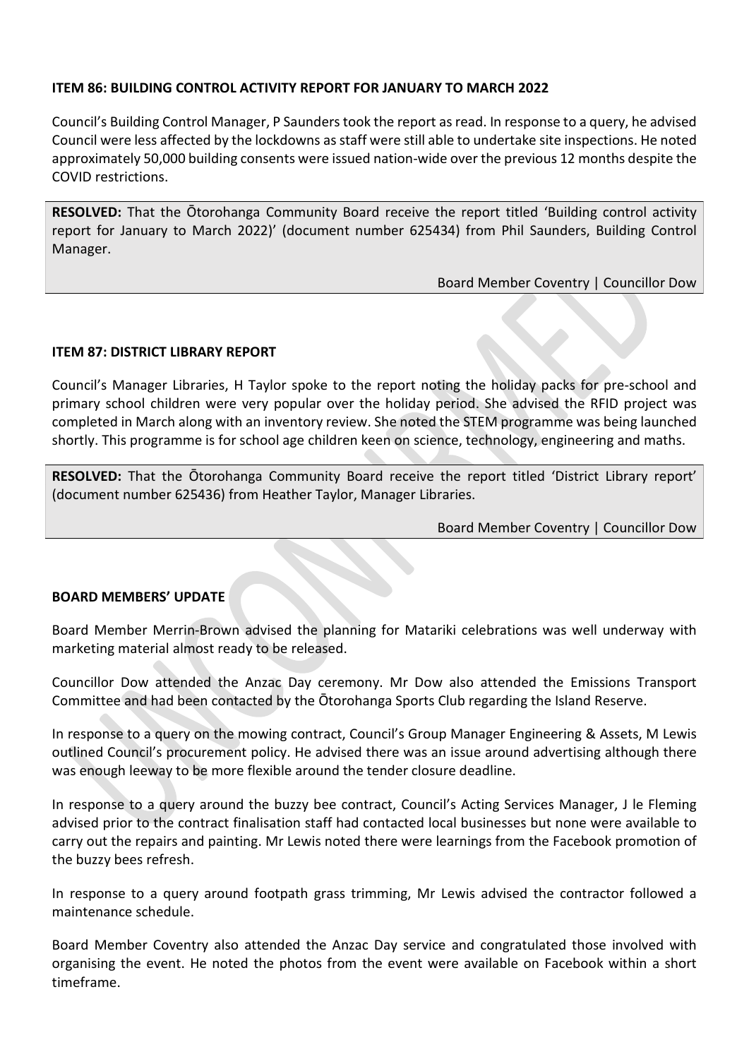**ITEM 86: BUILDING CONTROL ACTIVITY REPORT FOR JANUARY TO MARCH 2022**

Council's Building Control Manager, P Saunders took the report as read. In response to a query, he advised Council were less affected by the lockdowns as staff were still able to undertake site inspections. He noted approximately 50,000 building consents were issued nation-wide over the previous 12 months despite the COVID restrictions.

**RESOLVED:** That the Ōtorohanga Community Board receive the report titled 'Building control activity report for January to March 2022)' (document number 625434) from Phil Saunders, Building Control Manager.

Board Member Coventry | Councillor Dow

**ITEM 87: DISTRICT LIBRARY REPORT**

Council's Manager Libraries, H Taylor spoke to the report noting the holiday packs for pre-school and primary school children were very popular over the holiday period. She advised the RFID project was completed in March along with an inventory review. She noted the STEM programme was being launched shortly. This programme is for school age children keen on science, technology, engineering and maths.

**RESOLVED:** That the Ōtorohanga Community Board receive the report titled 'District Library report' (document number 625436) from Heather Taylor, Manager Libraries.

Board Member Coventry | Councillor Dow

**BOARD MEMBERS' UPDATE**

Board Member Merrin-Brown advised the planning for Matariki celebrations was well underway with marketing material almost ready to be released.

Councillor Dow attended the Anzac Day ceremony. Mr Dow also attended the Emissions Transport Committee and had been contacted by the Ōtorohanga Sports Club regarding the Island Reserve.

In response to a query on the mowing contract, Council's Group Manager Engineering & Assets, M Lewis outlined Council's procurement policy. He advised there was an issue around advertising although there was enough leeway to be more flexible around the tender closure deadline.

In response to a query around the buzzy bee contract, Council's Acting Services Manager, J le Fleming advised prior to the contract finalisation staff had contacted local businesses but none were available to carry out the repairs and painting. Mr Lewis noted there were learnings from the Facebook promotion of the buzzy bees refresh.

In response to a query around footpath grass trimming, Mr Lewis advised the contractor followed a maintenance schedule.

Board Member Coventry also attended the Anzac Day service and congratulated those involved with organising the event. He noted the photos from the event were available on Facebook within a short timeframe.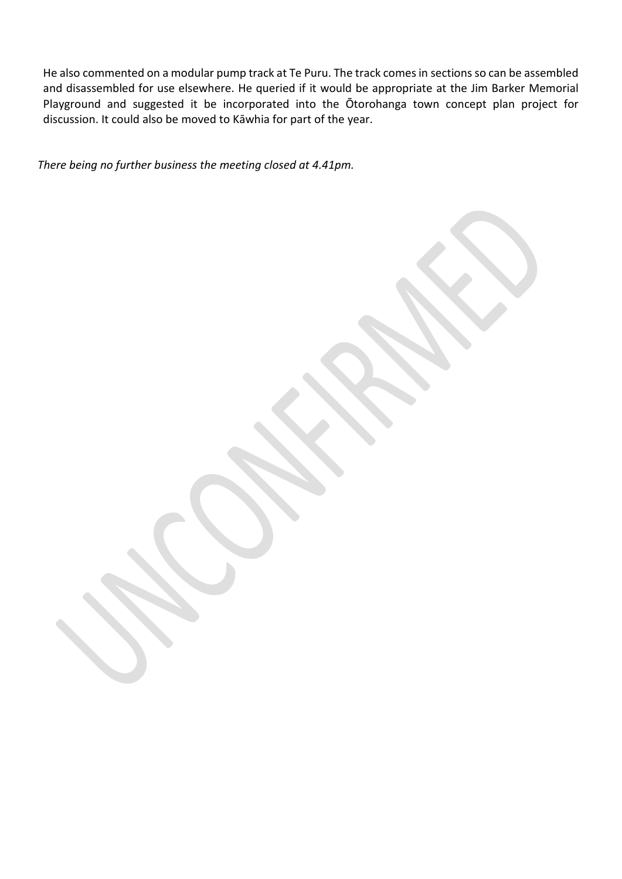He also commented on a modular pump track at Te Puru. The track comes in sections so can be assembled and disassembled for use elsewhere. He queried if it would be appropriate at the Jim Barker Memorial Playground and suggested it be incorporated into the Ōtorohanga town concept plan project for discussion. It could also be moved to Kāwhia for part of the year.

*There being no further business the meeting closed at 4.41pm.*